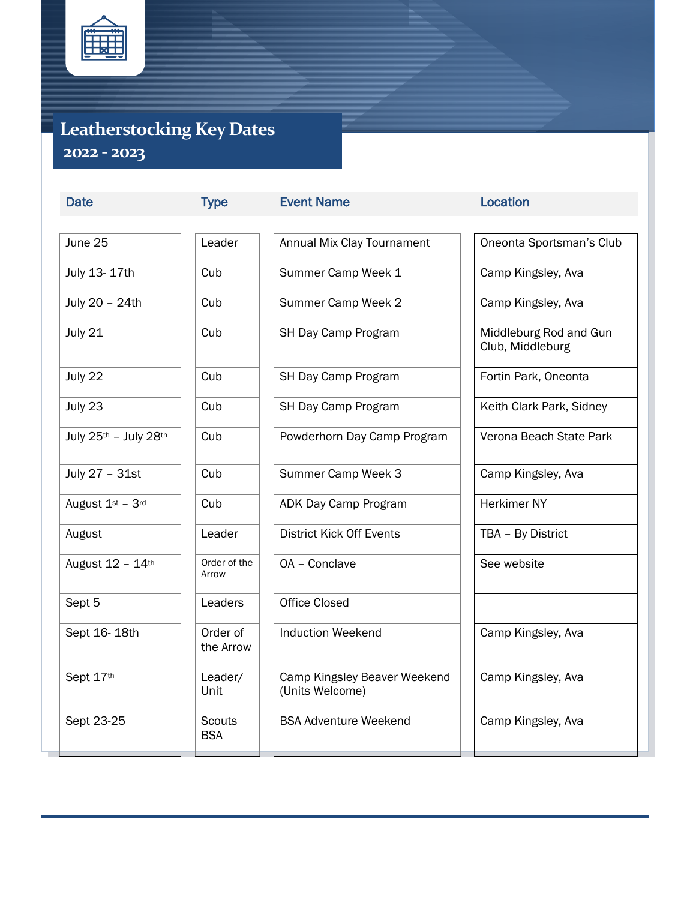# Leatherstocking Key Dates

## 2022 - 2023

| Date | Type | Event Name | Location |
|---|---|---|---|
| June 25 | Leader | Annual Mix Clay Tournament | Oneonta Sportsman's Club |
| July 13- 17th | Cub | Summer Camp Week 1 | Camp Kingsley, Ava |
| July 20 – 24th | Cub | Summer Camp Week 2 | Camp Kingsley, Ava |
| July 21 | Cub | SH Day Camp Program | Middleburg Rod and Gun Club, Middleburg |
| July 22 | Cub | SH Day Camp Program | Fortin Park, Oneonta |
| July 23 | Cub | SH Day Camp Program | Keith Clark Park, Sidney |
| July 25th – July 28th | Cub | Powderhorn Day Camp Program | Verona Beach State Park |
| July 27 – 31st | Cub | Summer Camp Week 3 | Camp Kingsley, Ava |
| August 1st – 3rd | Cub | ADK Day Camp Program | Herkimer NY |
| August | Leader | District Kick Off Events | TBA – By District |
| August 12 – 14th | Order of the Arrow | OA – Conclave | See website |
| Sept 5 | Leaders | Office Closed | |
| Sept 16- 18th | Order of the Arrow | Induction Weekend | Camp Kingsley, Ava |
| Sept 17th | Leader/ Unit | Camp Kingsley Beaver Weekend (Units Welcome) | Camp Kingsley, Ava |
| Sept 23-25 | Scouts BSA | BSA Adventure Weekend | Camp Kingsley, Ava |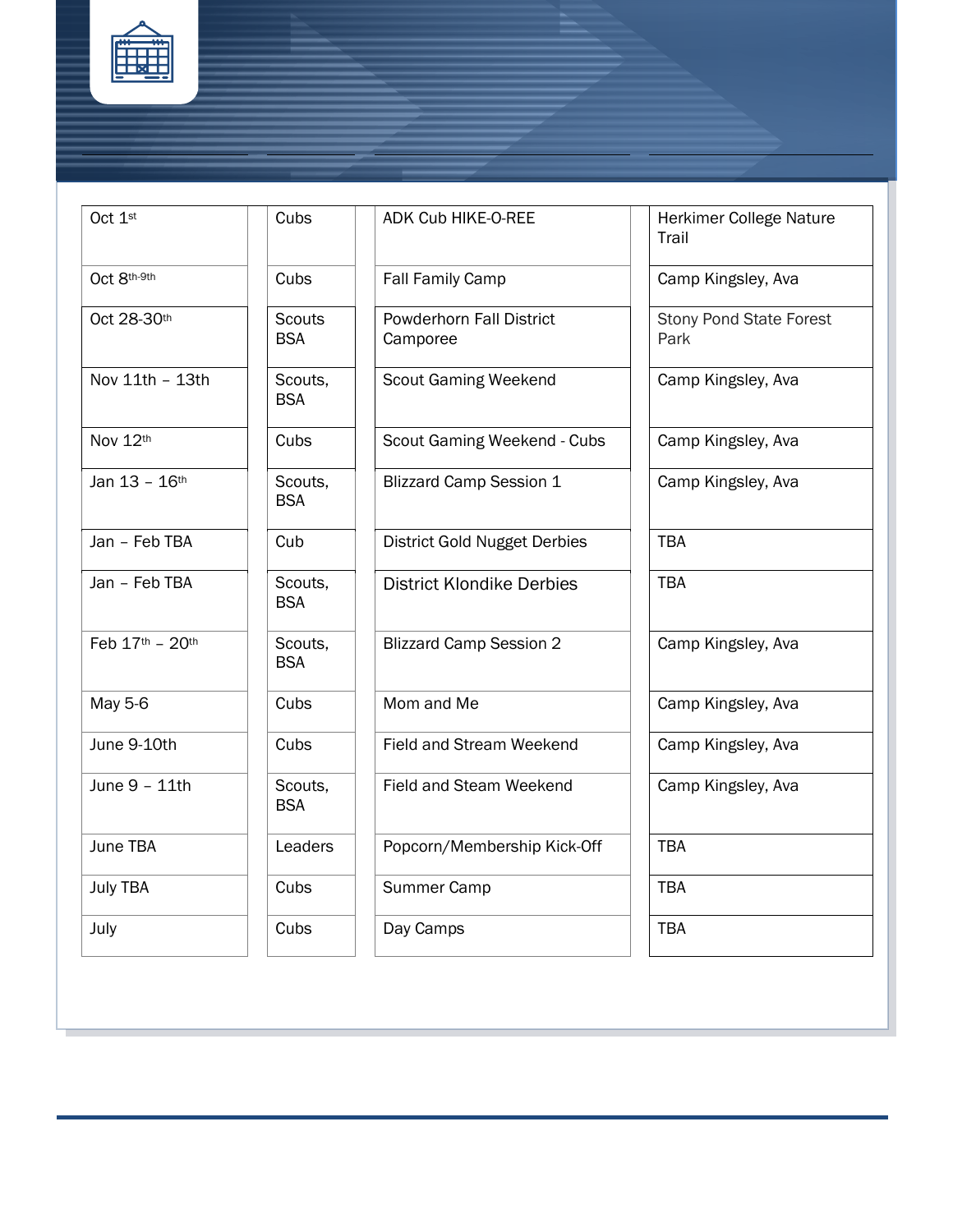| | | | |
|---|---|---|---|
| Oct 1st | Cubs | ADK Cub HIKE-O-REE | Herkimer College Nature Trail |
| Oct 8th-9th | Cubs | Fall Family Camp | Camp Kingsley, Ava |
| Oct 28-30th | Scouts BSA | Powderhorn Fall District Camporee | Stony Pond State Forest Park |
| Nov 11th – 13th | Scouts, BSA | Scout Gaming Weekend | Camp Kingsley, Ava |
| Nov 12th | Cubs | Scout Gaming Weekend - Cubs | Camp Kingsley, Ava |
| Jan 13 – 16th | Scouts, BSA | Blizzard Camp Session 1 | Camp Kingsley, Ava |
| Jan – Feb TBA | Cub | District Gold Nugget Derbies | TBA |
| Jan – Feb TBA | Scouts, BSA | District Klondike Derbies | TBA |
| Feb 17th – 20th | Scouts, BSA | Blizzard Camp Session 2 | Camp Kingsley, Ava |
| May 5-6 | Cubs | Mom and Me | Camp Kingsley, Ava |
| June 9-10th | Cubs | Field and Stream Weekend | Camp Kingsley, Ava |
| June 9 – 11th | Scouts, BSA | Field and Steam Weekend | Camp Kingsley, Ava |
| June TBA | Leaders | Popcorn/Membership Kick-Off | TBA |
| July TBA | Cubs | Summer Camp | TBA |
| July | Cubs | Day Camps | TBA |